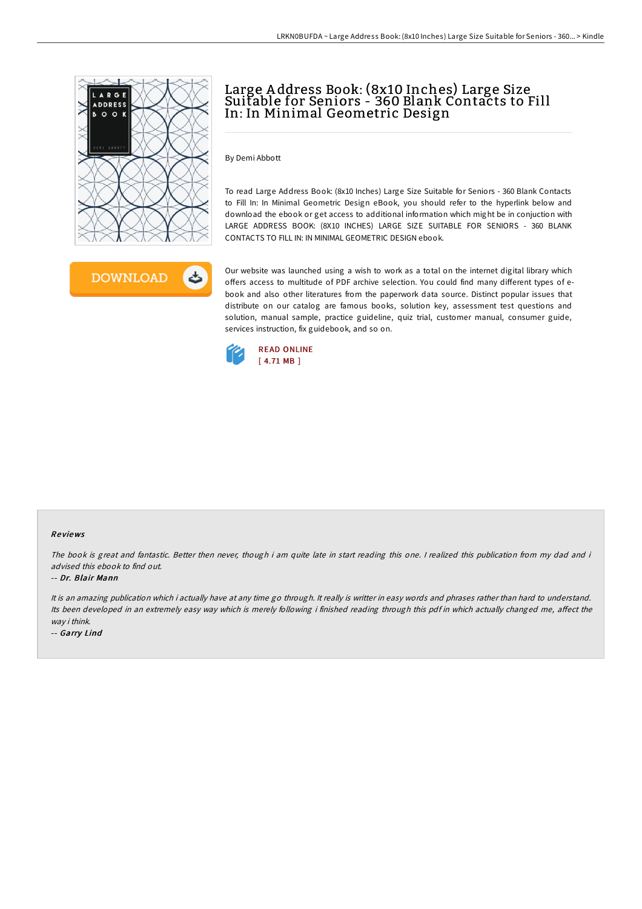# Large Address Book: (8x10 Inches) Large Size Suitable for Seniors - 360 Blank Contacts to Fill In: In Minimal Geometric Design

By Demi Abbott

To read Large Address Book: (8x10 Inches) Large Size Suitable for Seniors - 360 Blank Contacts to Fill In: In Minimal Geometric Design eBook, you should refer to the hyperlink below and download the ebook or get access to additional information which might be in conjuction with LARGE ADDRESS BOOK: (8X10 INCHES) LARGE SIZE SUITABLE FOR SENIORS - 360 BLANK CONTACTS TO FILL IN: IN MINIMAL GEOMETRIC DESIGN ebook.

DOWNLOAD

Our website was launched using a wish to work as a total on the internet digital library which offers access to multitude of PDF archive selection. You could find many different types of e-book and also other literatures from the paperwork data source. Distinct popular issues that distribute on our catalog are famous books, solution key, assessment test questions and solution, manual sample, practice guideline, quiz trial, customer manual, consumer guide, services instruction, fix guidebook, and so on.

READ ONLINE
[ 4.71 MB ]

### Reviews

*The book is great and fantastic. Better then never, though i am quite late in start reading this one. I realized this publication from my dad and i advised this ebook to find out.*

-- ***Dr. Blair Mann***

*It is an amazing publication which i actually have at any time go through. It really is writter in easy words and phrases rather than hard to understand. Its been developed in an extremely easy way which is merely following i finished reading through this pdf in which actually changed me, affect the way i think.*

-- ***Garry Lind***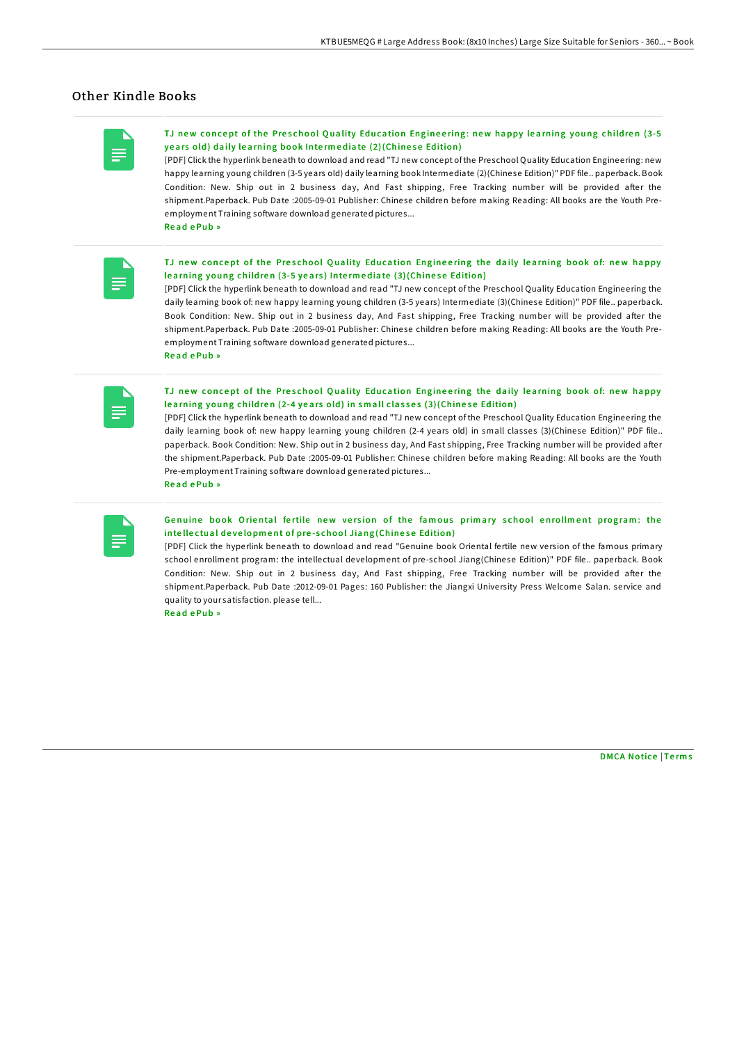## Other Kindle Books

### TJ new concept of the Preschool Quality Education Engineering: new happy learning young children (3-5 years old) daily learning book Intermediate (2)(Chinese Edition)

[PDF] Click the hyperlink beneath to download and read "TJ new concept of the Preschool Quality Education Engineering: new happy learning young children (3-5 years old) daily learning book Intermediate (2)(Chinese Edition)" PDF file.. paperback. Book Condition: New. Ship out in 2 business day, And Fast shipping, Free Tracking number will be provided after the shipment.Paperback. Pub Date :2005-09-01 Publisher: Chinese children before making Reading: All books are the Youth Pre-employment Training software download generated pictures...

Read ePub »

### TJ new concept of the Preschool Quality Education Engineering the daily learning book of: new happy learning young children (3-5 years) Intermediate (3)(Chinese Edition)

[PDF] Click the hyperlink beneath to download and read "TJ new concept of the Preschool Quality Education Engineering the daily learning book of: new happy learning young children (3-5 years) Intermediate (3)(Chinese Edition)" PDF file.. paperback. Book Condition: New. Ship out in 2 business day, And Fast shipping, Free Tracking number will be provided after the shipment.Paperback. Pub Date :2005-09-01 Publisher: Chinese children before making Reading: All books are the Youth Pre-employment Training software download generated pictures...

Read ePub »

### TJ new concept of the Preschool Quality Education Engineering the daily learning book of: new happy learning young children (2-4 years old) in small classes (3)(Chinese Edition)

[PDF] Click the hyperlink beneath to download and read "TJ new concept of the Preschool Quality Education Engineering the daily learning book of: new happy learning young children (2-4 years old) in small classes (3)(Chinese Edition)" PDF file.. paperback. Book Condition: New. Ship out in 2 business day, And Fast shipping, Free Tracking number will be provided after the shipment.Paperback. Pub Date :2005-09-01 Publisher: Chinese children before making Reading: All books are the Youth Pre-employment Training software download generated pictures...

Read ePub »

### Genuine book Oriental fertile new version of the famous primary school enrollment program: the intellectual development of pre-school Jiang(Chinese Edition)

[PDF] Click the hyperlink beneath to download and read "Genuine book Oriental fertile new version of the famous primary school enrollment program: the intellectual development of pre-school Jiang(Chinese Edition)" PDF file.. paperback. Book Condition: New. Ship out in 2 business day, And Fast shipping, Free Tracking number will be provided after the shipment.Paperback. Pub Date :2012-09-01 Pages: 160 Publisher: the Jiangxi University Press Welcome Salan. service and quality to your satisfaction. please tell...

Read ePub »